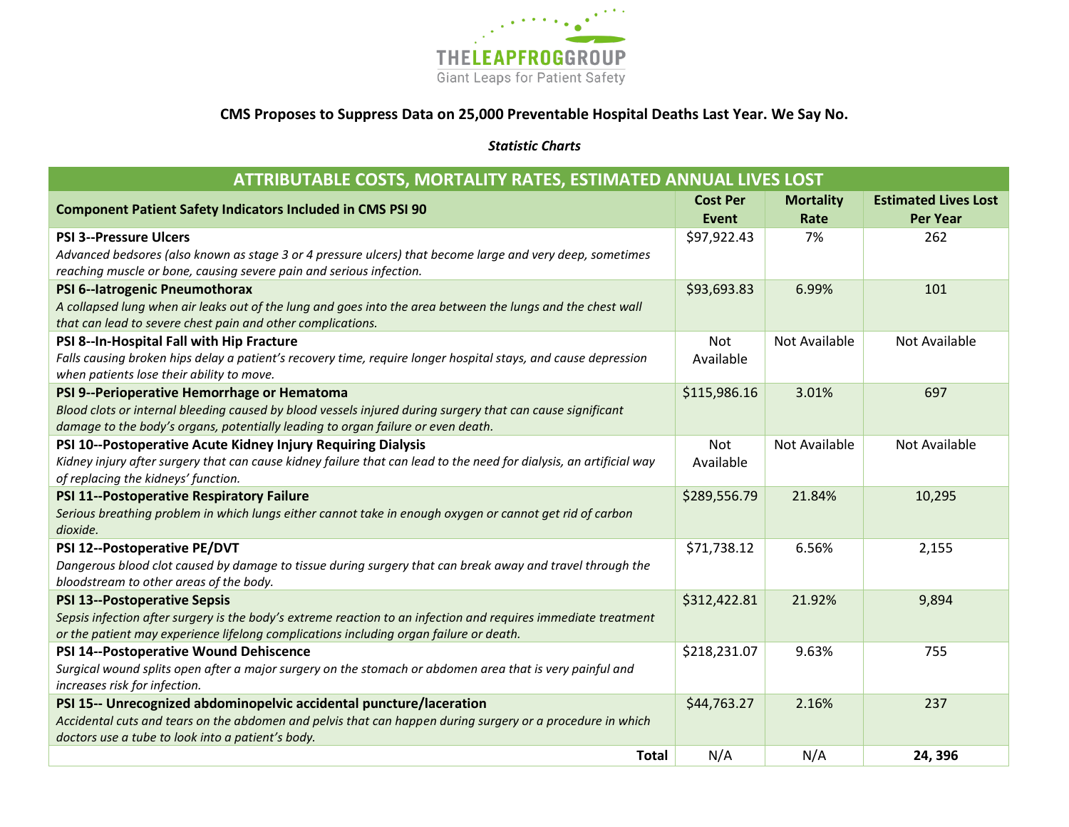THE LEAPFROG GROUP
Giant Leaps for Patient Safety

## CMS Proposes to Suppress Data on 25,000 Preventable Hospital Deaths Last Year. We Say No.

***Statistic Charts***

| ATTRIBUTABLE COSTS, MORTALITY RATES, ESTIMATED ANNUAL LIVES LOST | | | |
|---|---|---|---|
| **Component Patient Safety Indicators Included in CMS PSI 90** | **Cost Per Event** | **Mortality Rate** | **Estimated Lives Lost Per Year** |
| **PSI 3--Pressure Ulcers**<br>*Advanced bedsores (also known as stage 3 or 4 pressure ulcers) that become large and very deep, sometimes reaching muscle or bone, causing severe pain and serious infection.* | $97,922.43 | 7% | 262 |
| **PSI 6--Iatrogenic Pneumothorax**<br>*A collapsed lung when air leaks out of the lung and goes into the area between the lungs and the chest wall that can lead to severe chest pain and other complications.* | $93,693.83 | 6.99% | 101 |
| **PSI 8--In-Hospital Fall with Hip Fracture**<br>*Falls causing broken hips delay a patient's recovery time, require longer hospital stays, and cause depression when patients lose their ability to move.* | Not Available | Not Available | Not Available |
| **PSI 9--Perioperative Hemorrhage or Hematoma**<br>*Blood clots or internal bleeding caused by blood vessels injured during surgery that can cause significant damage to the body's organs, potentially leading to organ failure or even death.* | $115,986.16 | 3.01% | 697 |
| **PSI 10--Postoperative Acute Kidney Injury Requiring Dialysis**<br>*Kidney injury after surgery that can cause kidney failure that can lead to the need for dialysis, an artificial way of replacing the kidneys' function.* | Not Available | Not Available | Not Available |
| **PSI 11--Postoperative Respiratory Failure**<br>*Serious breathing problem in which lungs either cannot take in enough oxygen or cannot get rid of carbon dioxide.* | $289,556.79 | 21.84% | 10,295 |
| **PSI 12--Postoperative PE/DVT**<br>*Dangerous blood clot caused by damage to tissue during surgery that can break away and travel through the bloodstream to other areas of the body.* | $71,738.12 | 6.56% | 2,155 |
| **PSI 13--Postoperative Sepsis**<br>*Sepsis infection after surgery is the body's extreme reaction to an infection and requires immediate treatment or the patient may experience lifelong complications including organ failure or death.* | $312,422.81 | 21.92% | 9,894 |
| **PSI 14--Postoperative Wound Dehiscence**<br>*Surgical wound splits open after a major surgery on the stomach or abdomen area that is very painful and increases risk for infection.* | $218,231.07 | 9.63% | 755 |
| **PSI 15-- Unrecognized abdominopelvic accidental puncture/laceration**<br>*Accidental cuts and tears on the abdomen and pelvis that can happen during surgery or a procedure in which doctors use a tube to look into a patient's body.* | $44,763.27 | 2.16% | 237 |
| **Total** | N/A | N/A | **24, 396** |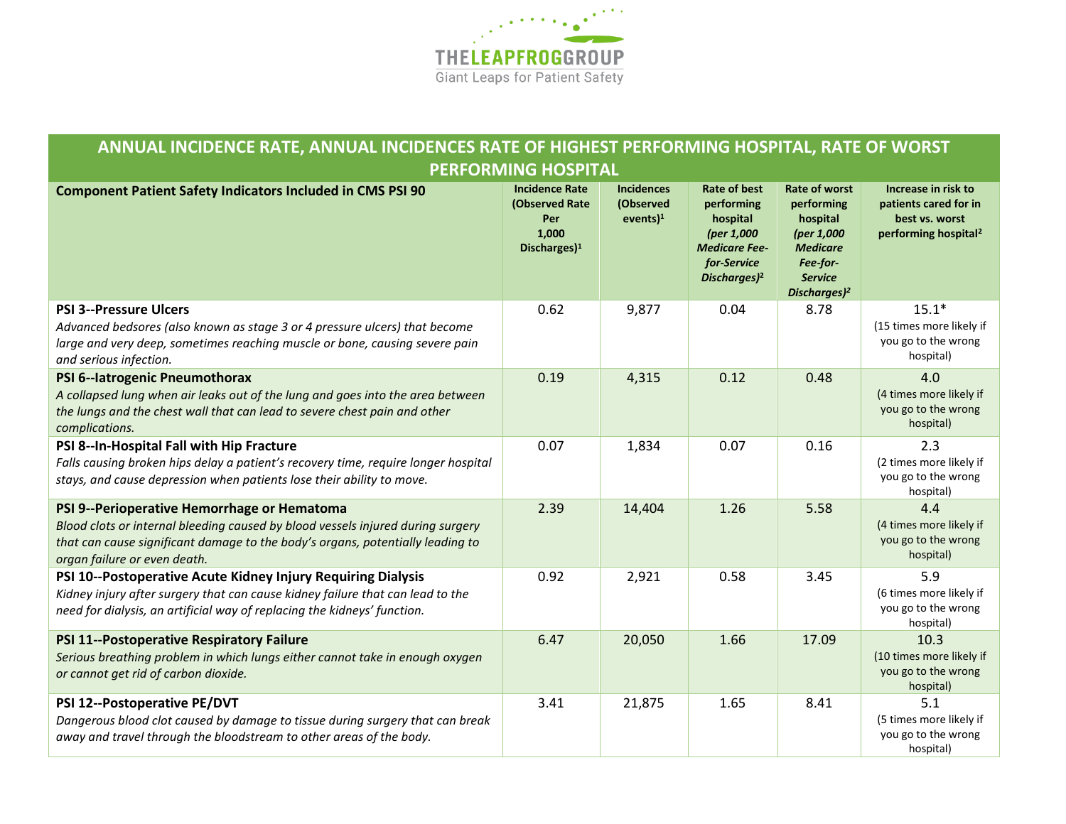THELEAPFROGGROUP
Giant Leaps for Patient Safety

## ANNUAL INCIDENCE RATE, ANNUAL INCIDENCES RATE OF HIGHEST PERFORMING HOSPITAL, RATE OF WORST PERFORMING HOSPITAL

| Component Patient Safety Indicators Included in CMS PSI 90 | Incidence Rate (Observed Rate Per 1,000 Discharges)[1] | Incidences (Observed events)[1] | Rate of best performing hospital *(per 1,000 Medicare Fee-for-Service Discharges)*[2] | Rate of worst performing hospital *(per 1,000 Medicare Fee-for-Service Discharges)*[2] | Increase in risk to patients cared for in best vs. worst performing hospital[2] |
|---|---|---|---|---|---|
| **PSI 3--Pressure Ulcers** *Advanced bedsores (also known as stage 3 or 4 pressure ulcers) that become large and very deep, sometimes reaching muscle or bone, causing severe pain and serious infection.* | 0.62 | 9,877 | 0.04 | 8.78 | 15.1* (15 times more likely if you go to the wrong hospital) |
| **PSI 6--Iatrogenic Pneumothorax** *A collapsed lung when air leaks out of the lung and goes into the area between the lungs and the chest wall that can lead to severe chest pain and other complications.* | 0.19 | 4,315 | 0.12 | 0.48 | 4.0 (4 times more likely if you go to the wrong hospital) |
| **PSI 8--In-Hospital Fall with Hip Fracture** *Falls causing broken hips delay a patient's recovery time, require longer hospital stays, and cause depression when patients lose their ability to move.* | 0.07 | 1,834 | 0.07 | 0.16 | 2.3 (2 times more likely if you go to the wrong hospital) |
| **PSI 9--Perioperative Hemorrhage or Hematoma** *Blood clots or internal bleeding caused by blood vessels injured during surgery that can cause significant damage to the body's organs, potentially leading to organ failure or even death.* | 2.39 | 14,404 | 1.26 | 5.58 | 4.4 (4 times more likely if you go to the wrong hospital) |
| **PSI 10--Postoperative Acute Kidney Injury Requiring Dialysis** *Kidney injury after surgery that can cause kidney failure that can lead to the need for dialysis, an artificial way of replacing the kidneys' function.* | 0.92 | 2,921 | 0.58 | 3.45 | 5.9 (6 times more likely if you go to the wrong hospital) |
| **PSI 11--Postoperative Respiratory Failure** *Serious breathing problem in which lungs either cannot take in enough oxygen or cannot get rid of carbon dioxide.* | 6.47 | 20,050 | 1.66 | 17.09 | 10.3 (10 times more likely if you go to the wrong hospital) |
| **PSI 12--Postoperative PE/DVT** *Dangerous blood clot caused by damage to tissue during surgery that can break away and travel through the bloodstream to other areas of the body.* | 3.41 | 21,875 | 1.65 | 8.41 | 5.1 (5 times more likely if you go to the wrong hospital) |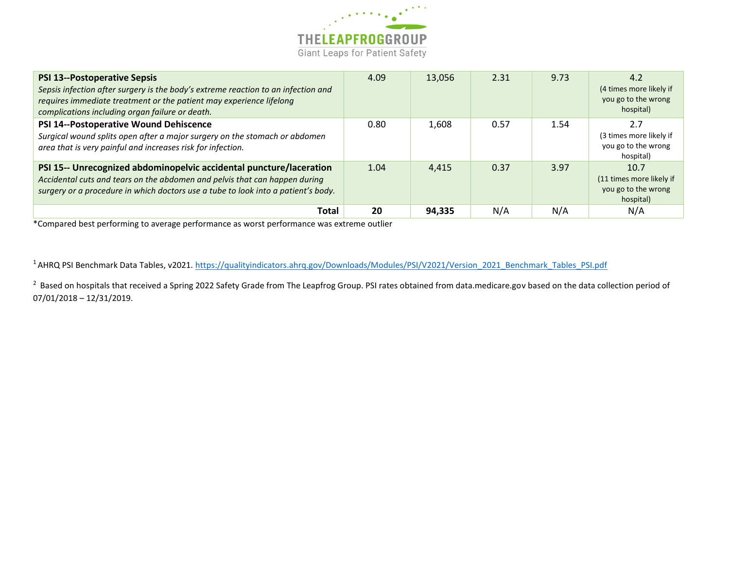| | | | | | |
|---|---|---|---|---|---|
| **PSI 13--Postoperative Sepsis** *Sepsis infection after surgery is the body's extreme reaction to an infection and requires immediate treatment or the patient may experience lifelong complications including organ failure or death.* | 4.09 | 13,056 | 2.31 | 9.73 | 4.2 (4 times more likely if you go to the wrong hospital) |
| **PSI 14--Postoperative Wound Dehiscence** *Surgical wound splits open after a major surgery on the stomach or abdomen area that is very painful and increases risk for infection.* | 0.80 | 1,608 | 0.57 | 1.54 | 2.7 (3 times more likely if you go to the wrong hospital) |
| **PSI 15-- Unrecognized abdominopelvic accidental puncture/laceration** *Accidental cuts and tears on the abdomen and pelvis that can happen during surgery or a procedure in which doctors use a tube to look into a patient's body.* | 1.04 | 4,415 | 0.37 | 3.97 | 10.7 (11 times more likely if you go to the wrong hospital) |
| **Total** | **20** | **94,335** | N/A | N/A | N/A |

*Compared best performing to average performance as worst performance was extreme outlier

[1] AHRQ PSI Benchmark Data Tables, v2021. https://qualityindicators.ahrq.gov/Downloads/Modules/PSI/V2021/Version_2021_Benchmark_Tables_PSI.pdf

[2] Based on hospitals that received a Spring 2022 Safety Grade from The Leapfrog Group. PSI rates obtained from data.medicare.gov based on the data collection period of 07/01/2018 – 12/31/2019.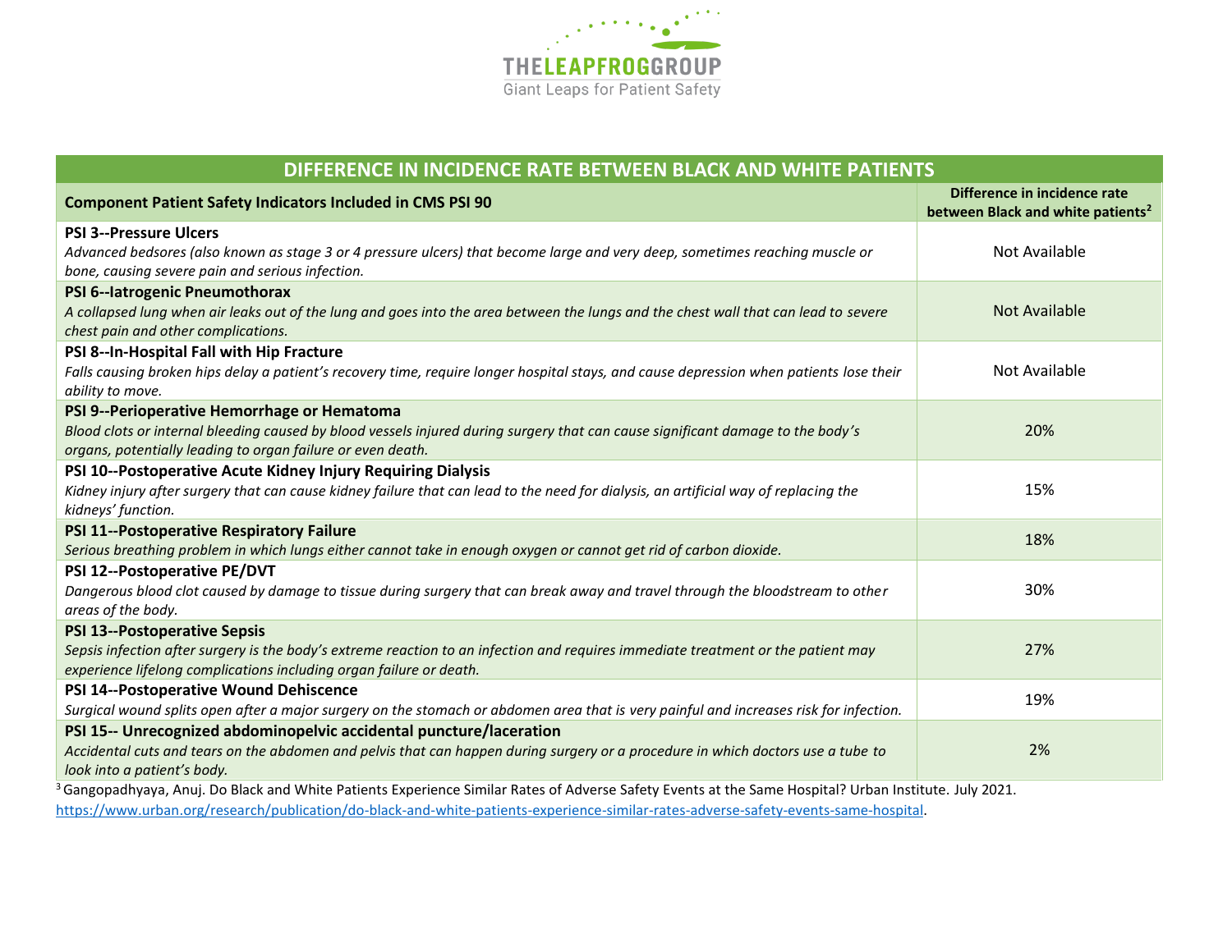THELEAPFROGGROUP
Giant Leaps for Patient Safety

| DIFFERENCE IN INCIDENCE RATE BETWEEN BLACK AND WHITE PATIENTS | |
|---|---|
| **Component Patient Safety Indicators Included in CMS PSI 90** | **Difference in incidence rate between Black and white patients[2]** |
| **PSI 3--Pressure Ulcers** *Advanced bedsores (also known as stage 3 or 4 pressure ulcers) that become large and very deep, sometimes reaching muscle or bone, causing severe pain and serious infection.* | Not Available |
| **PSI 6--Iatrogenic Pneumothorax** *A collapsed lung when air leaks out of the lung and goes into the area between the lungs and the chest wall that can lead to severe chest pain and other complications.* | Not Available |
| **PSI 8--In-Hospital Fall with Hip Fracture** *Falls causing broken hips delay a patient's recovery time, require longer hospital stays, and cause depression when patients lose their ability to move.* | Not Available |
| **PSI 9--Perioperative Hemorrhage or Hematoma** *Blood clots or internal bleeding caused by blood vessels injured during surgery that can cause significant damage to the body's organs, potentially leading to organ failure or even death.* | 20% |
| **PSI 10--Postoperative Acute Kidney Injury Requiring Dialysis** *Kidney injury after surgery that can cause kidney failure that can lead to the need for dialysis, an artificial way of replacing the kidneys' function.* | 15% |
| **PSI 11--Postoperative Respiratory Failure** *Serious breathing problem in which lungs either cannot take in enough oxygen or cannot get rid of carbon dioxide.* | 18% |
| **PSI 12--Postoperative PE/DVT** *Dangerous blood clot caused by damage to tissue during surgery that can break away and travel through the bloodstream to other areas of the body.* | 30% |
| **PSI 13--Postoperative Sepsis** *Sepsis infection after surgery is the body's extreme reaction to an infection and requires immediate treatment or the patient may experience lifelong complications including organ failure or death.* | 27% |
| **PSI 14--Postoperative Wound Dehiscence** *Surgical wound splits open after a major surgery on the stomach or abdomen area that is very painful and increases risk for infection.* | 19% |
| **PSI 15-- Unrecognized abdominopelvic accidental puncture/laceration** *Accidental cuts and tears on the abdomen and pelvis that can happen during surgery or a procedure in which doctors use a tube to look into a patient's body.* | 2% |

[3] Gangopadhyaya, Anuj. Do Black and White Patients Experience Similar Rates of Adverse Safety Events at the Same Hospital? Urban Institute. July 2021. https://www.urban.org/research/publication/do-black-and-white-patients-experience-similar-rates-adverse-safety-events-same-hospital.